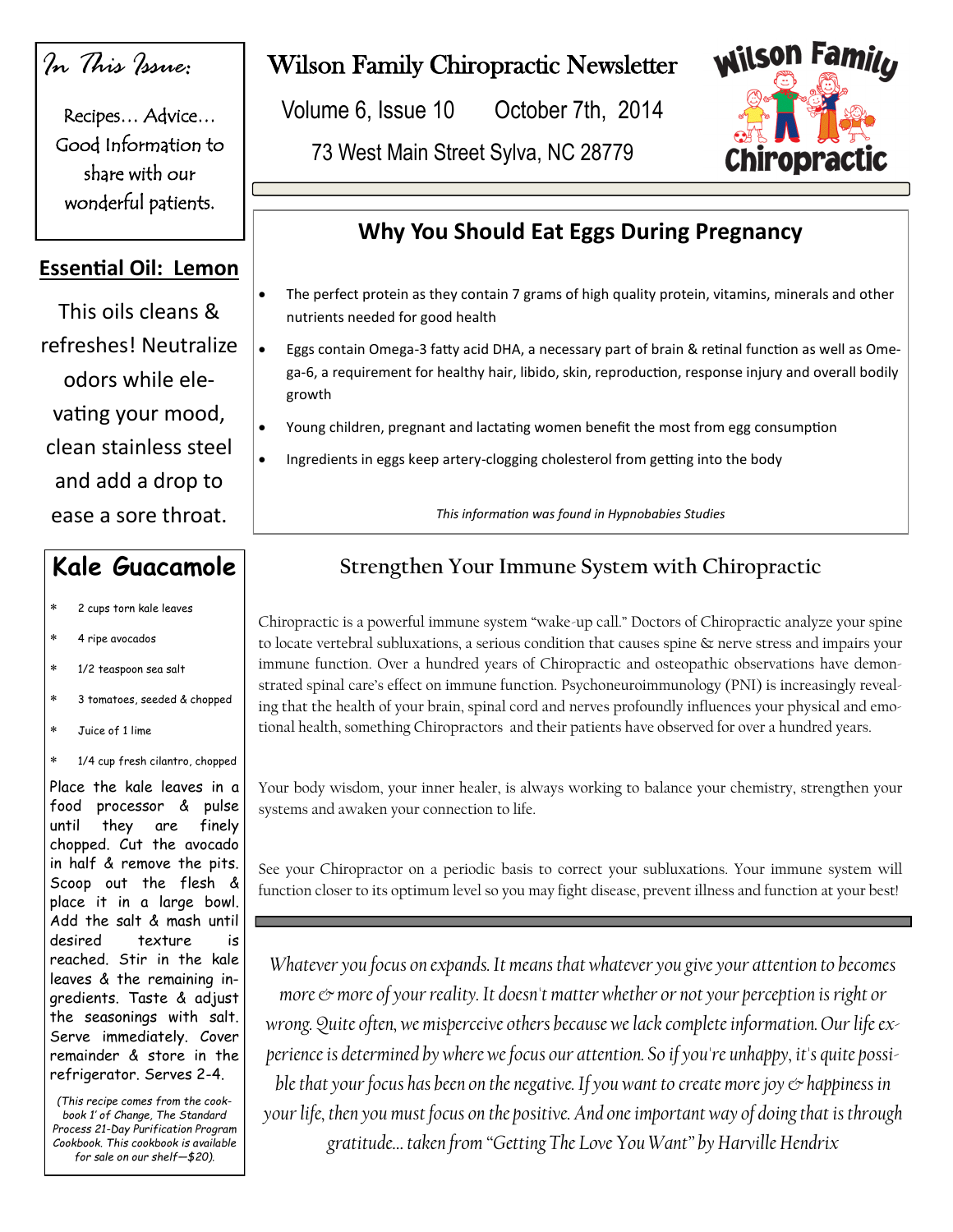# Wilson Family Chiropractic Newsletter

Volume 6, Issue 10 October 7th, 2014

73 West Main Street Sylva, NC 28779

*In This Issue:*

Recipes… Advice… Good Information to share with our wonderful patients.

## Essential Oil: Lemon

This oils cleans & refreshes! Neutralize odors while elevating your mood, clean stainless steel and add a drop to ease a sore throat.

## Kale Guacamole

- 2 cups torn kale leaves
- 4 ripe avocados
- 1/2 teaspoon sea salt
- 3 tomatoes, seeded & chopped
- Juice of 1 lime
- 1/4 cup fresh cilantro, chopped

Place the kale leaves in a food processor & pulse until they are finely chopped. Cut the avocado in half & remove the pits. Scoop out the flesh & place it in a large bowl. Add the salt & mash until desired texture is reached. Stir in the kale leaves & the remaining ingredients. Taste & adjust the seasonings with salt. Serve immediately. Cover remainder & store in the refrigerator. Serves 2-4.

*(This recipe comes from the cookbook 1' of Change, The Standard Process 21-Day Purification Program Cookbook. This cookbook is available for sale on our shelf—$20).*

## Why You Should Eat Eggs During Pregnancy

- The perfect protein as they contain 7 grams of high quality protein, vitamins, minerals and other nutrients needed for good health
- Eggs contain Omega-3 fatty acid DHA, a necessary part of brain & retinal function as well as Omega-6, a requirement for healthy hair, libido, skin, reproduction, response injury and overall bodily growth
- Young children, pregnant and lactating women benefit the most from egg consumption
- Ingredients in eggs keep artery-clogging cholesterol from getting into the body

*This information was found in Hypnobabies Studies*

## Strengthen Your Immune System with Chiropractic

Chiropractic is a powerful immune system "wake-up call." Doctors of Chiropractic analyze your spine to locate vertebral subluxations, a serious condition that causes spine & nerve stress and impairs your immune function. Over a hundred years of Chiropractic and osteopathic observations have demonstrated spinal care's effect on immune function. Psychoneuroimmunology (PNI) is increasingly revealing that the health of your brain, spinal cord and nerves profoundly influences your physical and emotional health, something Chiropractors and their patients have observed for over a hundred years.

Your body wisdom, your inner healer, is always working to balance your chemistry, strengthen your systems and awaken your connection to life.

See your Chiropractor on a periodic basis to correct your subluxations. Your immune system will function closer to its optimum level so you may fight disease, prevent illness and function at your best!

*Whatever you focus on expands. It means that whatever you give your attention to becomes more & more of your reality. It doesn't matter whether or not your perception is right or wrong. Quite often, we misperceive others because we lack complete information. Our life experience is determined by where we focus our attention. So if you're unhappy, it's quite possible that your focus has been on the negative. If you want to create more joy & happiness in your life, then you must focus on the positive. And one important way of doing that is through gratitude… taken from "Getting The Love You Want" by Harville Hendrix*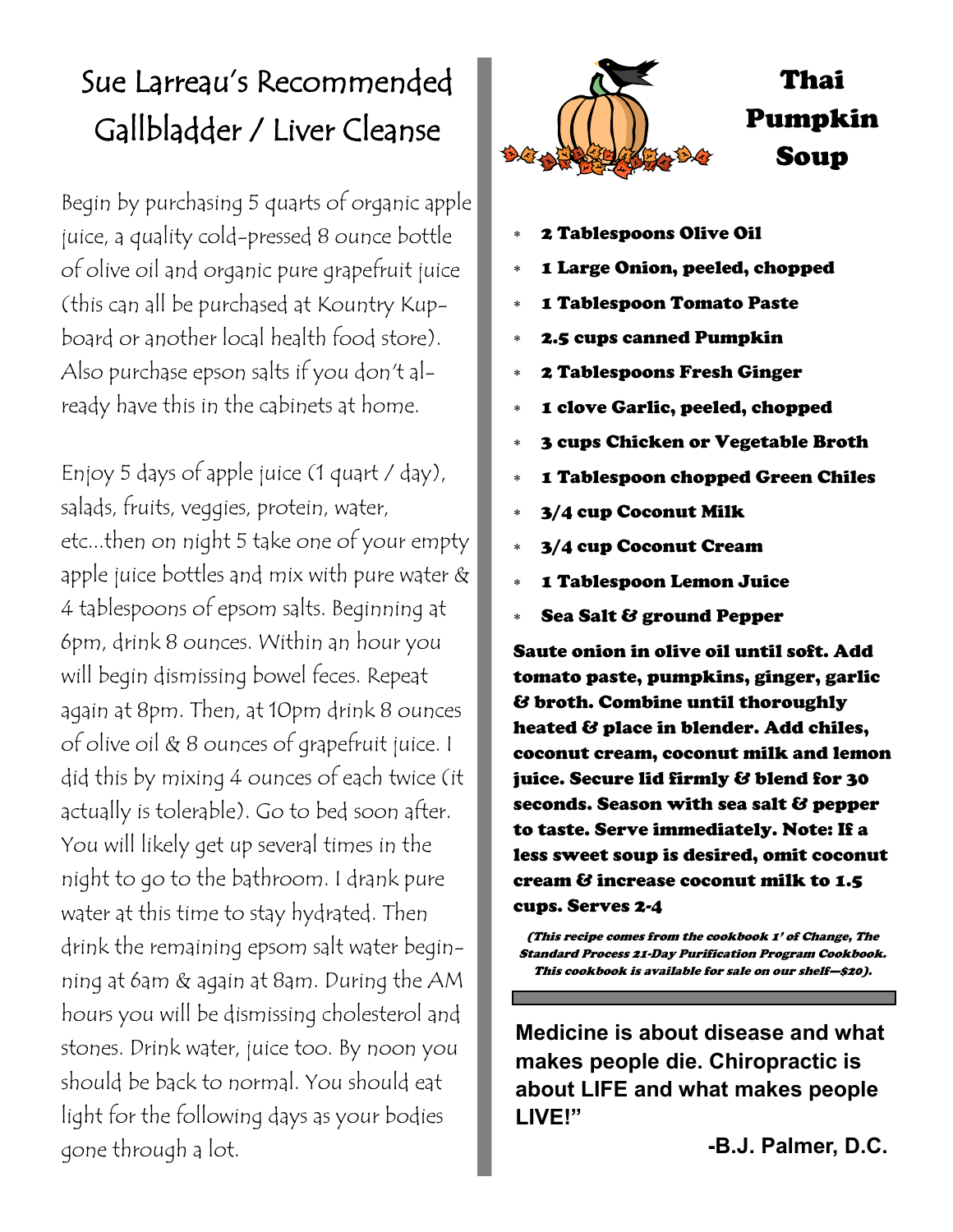# Sue Larreau's Recommended Gallbladder / Liver Cleanse

Begin by purchasing 5 quarts of organic apple juice, a quality cold-pressed 8 ounce bottle of olive oil and organic pure grapefruit juice (this can all be purchased at Kountry Kupboard or another local health food store). Also purchase epson salts if you don't already have this in the cabinets at home.

Enjoy 5 days of apple juice (1 quart / day), salads, fruits, veggies, protein, water, etc…then on night 5 take one of your empty apple juice bottles and mix with pure water & 4 tablespoons of epsom salts. Beginning at 6pm, drink 8 ounces. Within an hour you will begin dismissing bowel feces. Repeat again at 8pm. Then, at 10pm drink 8 ounces of olive oil & 8 ounces of grapefruit juice. I did this by mixing 4 ounces of each twice (it actually is tolerable). Go to bed soon after. You will likely get up several times in the night to go to the bathroom. I drank pure water at this time to stay hydrated. Then drink the remaining epsom salt water beginning at 6am & again at 8am. During the AM hours you will be dismissing cholesterol and stones. Drink water, juice too. By noon you should be back to normal. You should eat light for the following days as your bodies gone through a lot.

# Thai Pumpkin Soup

- **2 Tablespoons Olive Oil**
- **1 Large Onion, peeled, chopped**
- **1 Tablespoon Tomato Paste**
- **2.5 cups canned Pumpkin**
- **2 Tablespoons Fresh Ginger**
- **1 clove Garlic, peeled, chopped**
- **3 cups Chicken or Vegetable Broth**
- **1 Tablespoon chopped Green Chiles**
- **3/4 cup Coconut Milk**
- **3/4 cup Coconut Cream**
- **1 Tablespoon Lemon Juice**
- **Sea Salt & ground Pepper**

**Saute onion in olive oil until soft. Add tomato paste, pumpkins, ginger, garlic & broth. Combine until thoroughly heated & place in blender. Add chiles, coconut cream, coconut milk and lemon juice. Secure lid firmly & blend for 30 seconds. Season with sea salt & pepper to taste. Serve immediately. Note: If a less sweet soup is desired, omit coconut cream & increase coconut milk to 1.5 cups. Serves 2-4**

***(This recipe comes from the cookbook 1' of Change, The Standard Process 21-Day Purification Program Cookbook. This cookbook is available for sale on our shelf—$20).***

---

**Medicine is about disease and what makes people die. Chiropractic is about LIFE and what makes people LIVE!"**

**-B.J. Palmer, D.C.**